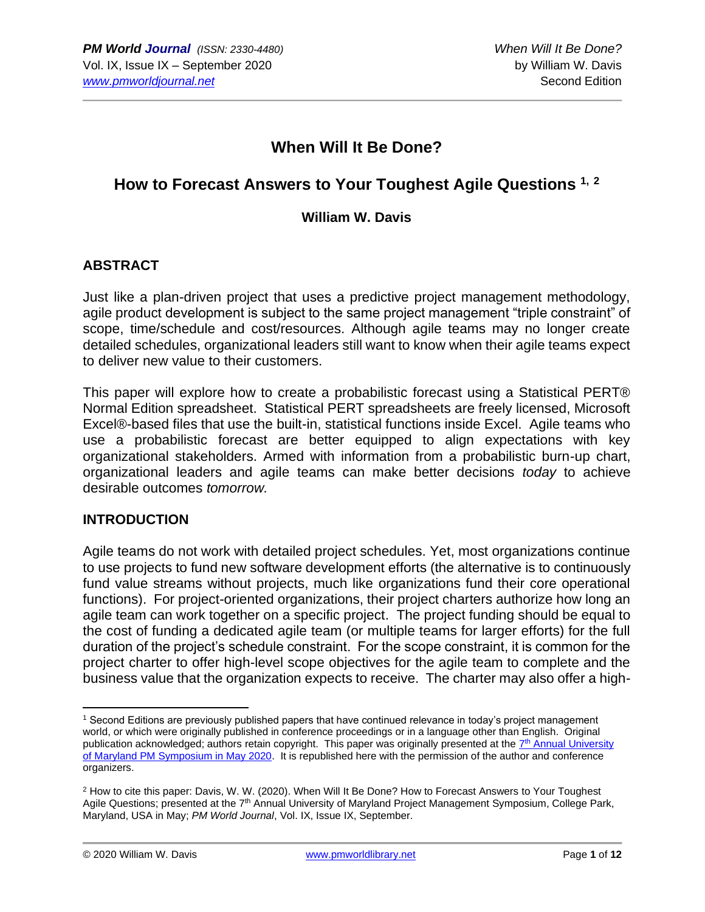# When Will It Be Done?

## How to Forecast Answers to Your Toughest Agile Questions [1, 2]

**William W. Davis**

### ABSTRACT

Just like a plan-driven project that uses a predictive project management methodology, agile product development is subject to the same project management "triple constraint" of scope, time/schedule and cost/resources. Although agile teams may no longer create detailed schedules, organizational leaders still want to know when their agile teams expect to deliver new value to their customers.

This paper will explore how to create a probabilistic forecast using a Statistical PERT® Normal Edition spreadsheet. Statistical PERT spreadsheets are freely licensed, Microsoft Excel®-based files that use the built-in, statistical functions inside Excel. Agile teams who use a probabilistic forecast are better equipped to align expectations with key organizational stakeholders. Armed with information from a probabilistic burn-up chart, organizational leaders and agile teams can make better decisions *today* to achieve desirable outcomes *tomorrow.*

### INTRODUCTION

Agile teams do not work with detailed project schedules. Yet, most organizations continue to use projects to fund new software development efforts (the alternative is to continuously fund value streams without projects, much like organizations fund their core operational functions). For project-oriented organizations, their project charters authorize how long an agile team can work together on a specific project. The project funding should be equal to the cost of funding a dedicated agile team (or multiple teams for larger efforts) for the full duration of the project's schedule constraint. For the scope constraint, it is common for the project charter to offer high-level scope objectives for the agile team to complete and the business value that the organization expects to receive. The charter may also offer a high-

---

[1] Second Editions are previously published papers that have continued relevance in today's project management world, or which were originally published in conference proceedings or in a language other than English. Original publication acknowledged; authors retain copyright. This paper was originally presented at the 7th Annual University of Maryland PM Symposium in May 2020. It is republished here with the permission of the author and conference organizers.

[2] How to cite this paper: Davis, W. W. (2020). When Will It Be Done? How to Forecast Answers to Your Toughest Agile Questions; presented at the 7th Annual University of Maryland Project Management Symposium, College Park, Maryland, USA in May; *PM World Journal*, Vol. IX, Issue IX, September.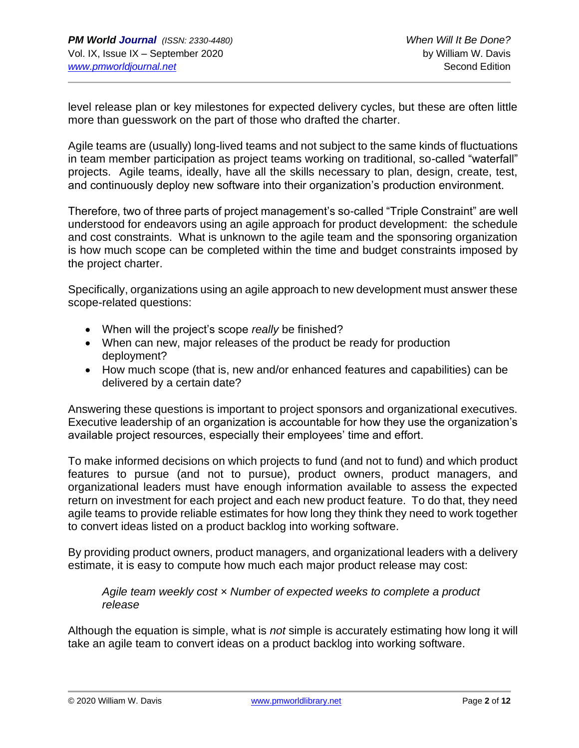level release plan or key milestones for expected delivery cycles, but these are often little more than guesswork on the part of those who drafted the charter.

Agile teams are (usually) long-lived teams and not subject to the same kinds of fluctuations in team member participation as project teams working on traditional, so-called “waterfall” projects. Agile teams, ideally, have all the skills necessary to plan, design, create, test, and continuously deploy new software into their organization’s production environment.

Therefore, two of three parts of project management’s so-called “Triple Constraint” are well understood for endeavors using an agile approach for product development: the schedule and cost constraints. What is unknown to the agile team and the sponsoring organization is how much scope can be completed within the time and budget constraints imposed by the project charter.

Specifically, organizations using an agile approach to new development must answer these scope-related questions:

- When will the project’s scope *really* be finished?
- When can new, major releases of the product be ready for production deployment?
- How much scope (that is, new and/or enhanced features and capabilities) can be delivered by a certain date?

Answering these questions is important to project sponsors and organizational executives. Executive leadership of an organization is accountable for how they use the organization’s available project resources, especially their employees’ time and effort.

To make informed decisions on which projects to fund (and not to fund) and which product features to pursue (and not to pursue), product owners, product managers, and organizational leaders must have enough information available to assess the expected return on investment for each project and each new product feature. To do that, they need agile teams to provide reliable estimates for how long they think they need to work together to convert ideas listed on a product backlog into working software.

By providing product owners, product managers, and organizational leaders with a delivery estimate, it is easy to compute how much each major product release may cost:

> *Agile team weekly cost × Number of expected weeks to complete a product release*

Although the equation is simple, what is *not* simple is accurately estimating how long it will take an agile team to convert ideas on a product backlog into working software.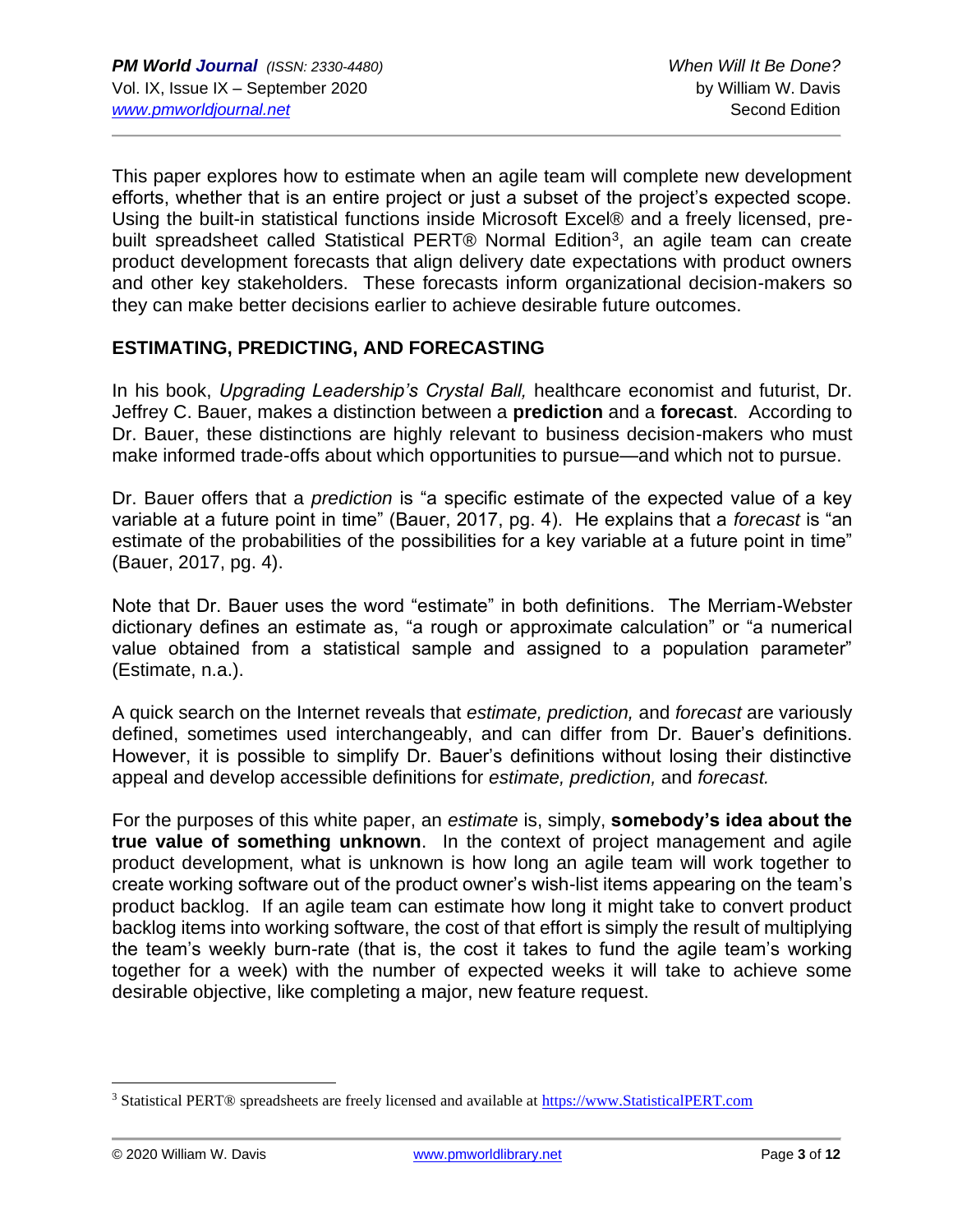This paper explores how to estimate when an agile team will complete new development efforts, whether that is an entire project or just a subset of the project's expected scope. Using the built-in statistical functions inside Microsoft Excel® and a freely licensed, pre-built spreadsheet called Statistical PERT® Normal Edition[3], an agile team can create product development forecasts that align delivery date expectations with product owners and other key stakeholders. These forecasts inform organizational decision-makers so they can make better decisions earlier to achieve desirable future outcomes.

## ESTIMATING, PREDICTING, AND FORECASTING

In his book, *Upgrading Leadership's Crystal Ball,* healthcare economist and futurist, Dr. Jeffrey C. Bauer, makes a distinction between a **prediction** and a **forecast**. According to Dr. Bauer, these distinctions are highly relevant to business decision-makers who must make informed trade-offs about which opportunities to pursue—and which not to pursue.

Dr. Bauer offers that a *prediction* is "a specific estimate of the expected value of a key variable at a future point in time" (Bauer, 2017, pg. 4). He explains that a *forecast* is "an estimate of the probabilities of the possibilities for a key variable at a future point in time" (Bauer, 2017, pg. 4).

Note that Dr. Bauer uses the word "estimate" in both definitions. The Merriam-Webster dictionary defines an estimate as, "a rough or approximate calculation" or "a numerical value obtained from a statistical sample and assigned to a population parameter" (Estimate, n.a.).

A quick search on the Internet reveals that *estimate, prediction,* and *forecast* are variously defined, sometimes used interchangeably, and can differ from Dr. Bauer's definitions. However, it is possible to simplify Dr. Bauer's definitions without losing their distinctive appeal and develop accessible definitions for *estimate, prediction,* and *forecast.*

For the purposes of this white paper, an *estimate* is, simply, **somebody's idea about the true value of something unknown**. In the context of project management and agile product development, what is unknown is how long an agile team will work together to create working software out of the product owner's wish-list items appearing on the team's product backlog. If an agile team can estimate how long it might take to convert product backlog items into working software, the cost of that effort is simply the result of multiplying the team's weekly burn-rate (that is, the cost it takes to fund the agile team's working together for a week) with the number of expected weeks it will take to achieve some desirable objective, like completing a major, new feature request.

---

[3] Statistical PERT® spreadsheets are freely licensed and available at https://www.StatisticalPERT.com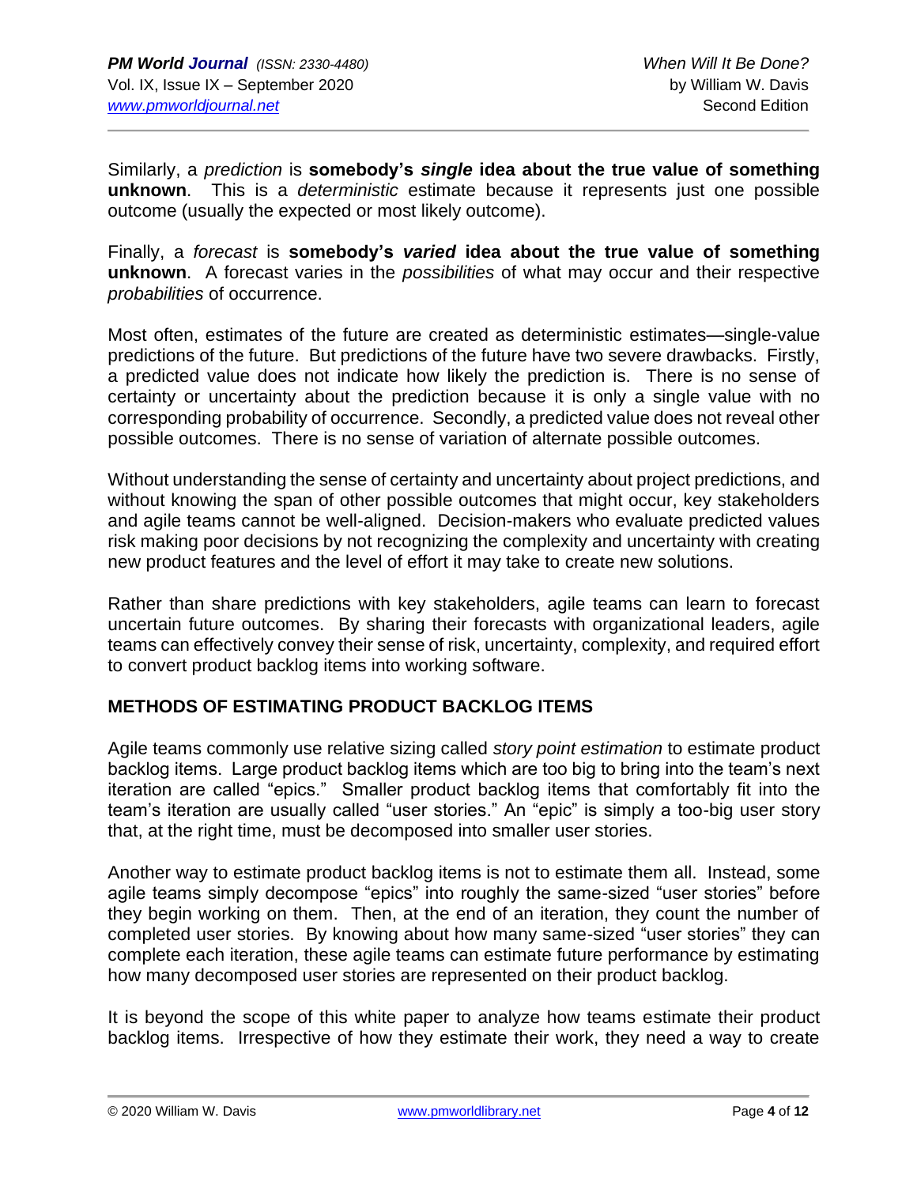Similarly, a *prediction* is **somebody's *single* idea about the true value of something unknown**. This is a *deterministic* estimate because it represents just one possible outcome (usually the expected or most likely outcome).

Finally, a *forecast* is **somebody's *varied* idea about the true value of something unknown**. A forecast varies in the *possibilities* of what may occur and their respective *probabilities* of occurrence.

Most often, estimates of the future are created as deterministic estimates—single-value predictions of the future. But predictions of the future have two severe drawbacks. Firstly, a predicted value does not indicate how likely the prediction is. There is no sense of certainty or uncertainty about the prediction because it is only a single value with no corresponding probability of occurrence. Secondly, a predicted value does not reveal other possible outcomes. There is no sense of variation of alternate possible outcomes.

Without understanding the sense of certainty and uncertainty about project predictions, and without knowing the span of other possible outcomes that might occur, key stakeholders and agile teams cannot be well-aligned. Decision-makers who evaluate predicted values risk making poor decisions by not recognizing the complexity and uncertainty with creating new product features and the level of effort it may take to create new solutions.

Rather than share predictions with key stakeholders, agile teams can learn to forecast uncertain future outcomes. By sharing their forecasts with organizational leaders, agile teams can effectively convey their sense of risk, uncertainty, complexity, and required effort to convert product backlog items into working software.

## METHODS OF ESTIMATING PRODUCT BACKLOG ITEMS

Agile teams commonly use relative sizing called *story point estimation* to estimate product backlog items. Large product backlog items which are too big to bring into the team's next iteration are called "epics." Smaller product backlog items that comfortably fit into the team's iteration are usually called "user stories." An "epic" is simply a too-big user story that, at the right time, must be decomposed into smaller user stories.

Another way to estimate product backlog items is not to estimate them all. Instead, some agile teams simply decompose "epics" into roughly the same-sized "user stories" before they begin working on them. Then, at the end of an iteration, they count the number of completed user stories. By knowing about how many same-sized "user stories" they can complete each iteration, these agile teams can estimate future performance by estimating how many decomposed user stories are represented on their product backlog.

It is beyond the scope of this white paper to analyze how teams estimate their product backlog items. Irrespective of how they estimate their work, they need a way to create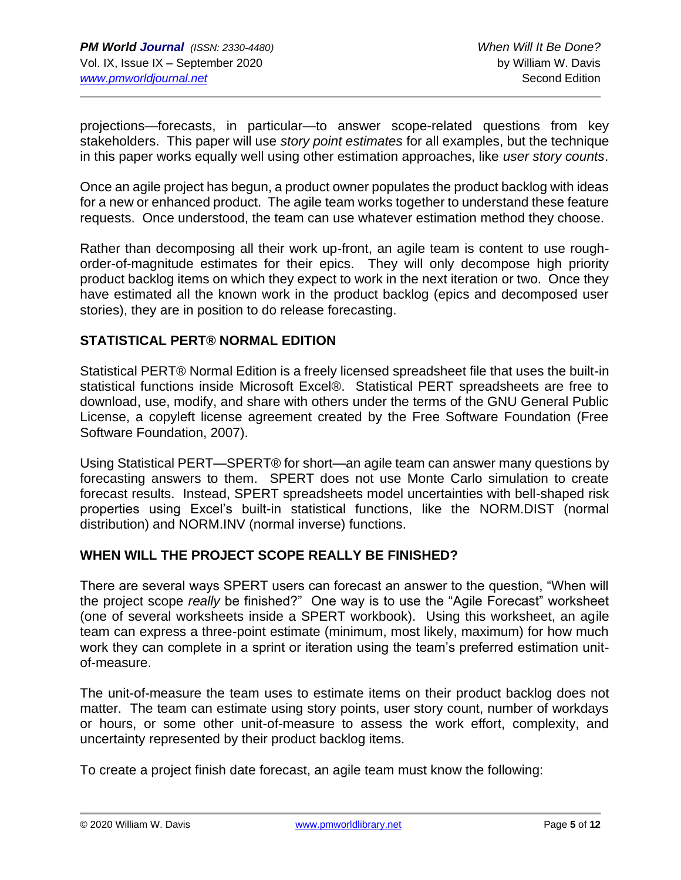projections—forecasts, in particular—to answer scope-related questions from key stakeholders. This paper will use *story point estimates* for all examples, but the technique in this paper works equally well using other estimation approaches, like *user story counts*.

Once an agile project has begun, a product owner populates the product backlog with ideas for a new or enhanced product. The agile team works together to understand these feature requests. Once understood, the team can use whatever estimation method they choose.

Rather than decomposing all their work up-front, an agile team is content to use rough-order-of-magnitude estimates for their epics. They will only decompose high priority product backlog items on which they expect to work in the next iteration or two. Once they have estimated all the known work in the product backlog (epics and decomposed user stories), they are in position to do release forecasting.

## STATISTICAL PERT® NORMAL EDITION

Statistical PERT® Normal Edition is a freely licensed spreadsheet file that uses the built-in statistical functions inside Microsoft Excel®. Statistical PERT spreadsheets are free to download, use, modify, and share with others under the terms of the GNU General Public License, a copyleft license agreement created by the Free Software Foundation (Free Software Foundation, 2007).

Using Statistical PERT—SPERT® for short—an agile team can answer many questions by forecasting answers to them. SPERT does not use Monte Carlo simulation to create forecast results. Instead, SPERT spreadsheets model uncertainties with bell-shaped risk properties using Excel's built-in statistical functions, like the NORM.DIST (normal distribution) and NORM.INV (normal inverse) functions.

## WHEN WILL THE PROJECT SCOPE REALLY BE FINISHED?

There are several ways SPERT users can forecast an answer to the question, "When will the project scope *really* be finished?" One way is to use the "Agile Forecast" worksheet (one of several worksheets inside a SPERT workbook). Using this worksheet, an agile team can express a three-point estimate (minimum, most likely, maximum) for how much work they can complete in a sprint or iteration using the team's preferred estimation unit-of-measure.

The unit-of-measure the team uses to estimate items on their product backlog does not matter. The team can estimate using story points, user story count, number of workdays or hours, or some other unit-of-measure to assess the work effort, complexity, and uncertainty represented by their product backlog items.

To create a project finish date forecast, an agile team must know the following: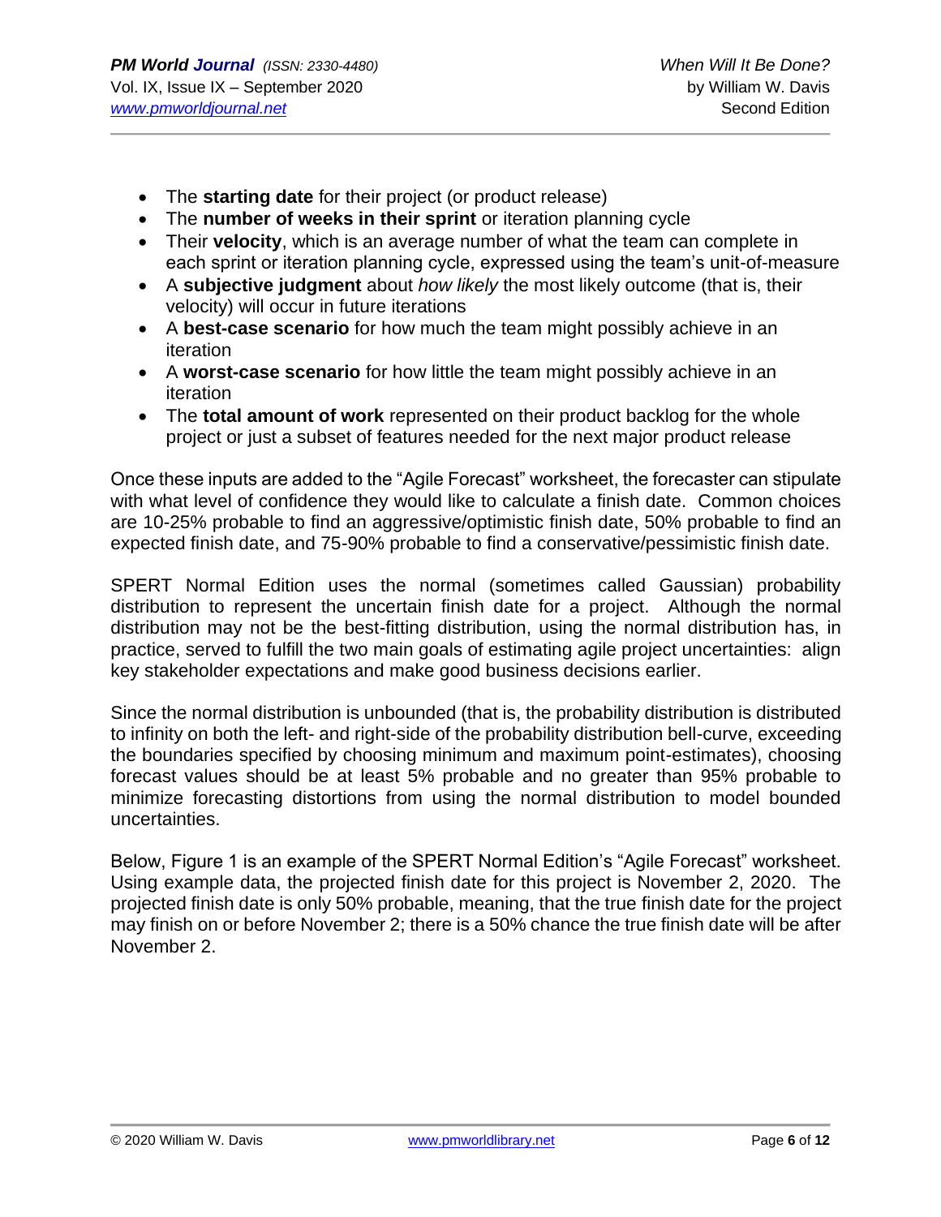- The **starting date** for their project (or product release)
- The **number of weeks in their sprint** or iteration planning cycle
- Their **velocity**, which is an average number of what the team can complete in each sprint or iteration planning cycle, expressed using the team's unit-of-measure
- A **subjective judgment** about *how likely* the most likely outcome (that is, their velocity) will occur in future iterations
- A **best-case scenario** for how much the team might possibly achieve in an iteration
- A **worst-case scenario** for how little the team might possibly achieve in an iteration
- The **total amount of work** represented on their product backlog for the whole project or just a subset of features needed for the next major product release

Once these inputs are added to the "Agile Forecast" worksheet, the forecaster can stipulate with what level of confidence they would like to calculate a finish date. Common choices are 10-25% probable to find an aggressive/optimistic finish date, 50% probable to find an expected finish date, and 75-90% probable to find a conservative/pessimistic finish date.

SPERT Normal Edition uses the normal (sometimes called Gaussian) probability distribution to represent the uncertain finish date for a project. Although the normal distribution may not be the best-fitting distribution, using the normal distribution has, in practice, served to fulfill the two main goals of estimating agile project uncertainties: align key stakeholder expectations and make good business decisions earlier.

Since the normal distribution is unbounded (that is, the probability distribution is distributed to infinity on both the left- and right-side of the probability distribution bell-curve, exceeding the boundaries specified by choosing minimum and maximum point-estimates), choosing forecast values should be at least 5% probable and no greater than 95% probable to minimize forecasting distortions from using the normal distribution to model bounded uncertainties.

Below, Figure 1 is an example of the SPERT Normal Edition's "Agile Forecast" worksheet. Using example data, the projected finish date for this project is November 2, 2020. The projected finish date is only 50% probable, meaning, that the true finish date for the project may finish on or before November 2; there is a 50% chance the true finish date will be after November 2.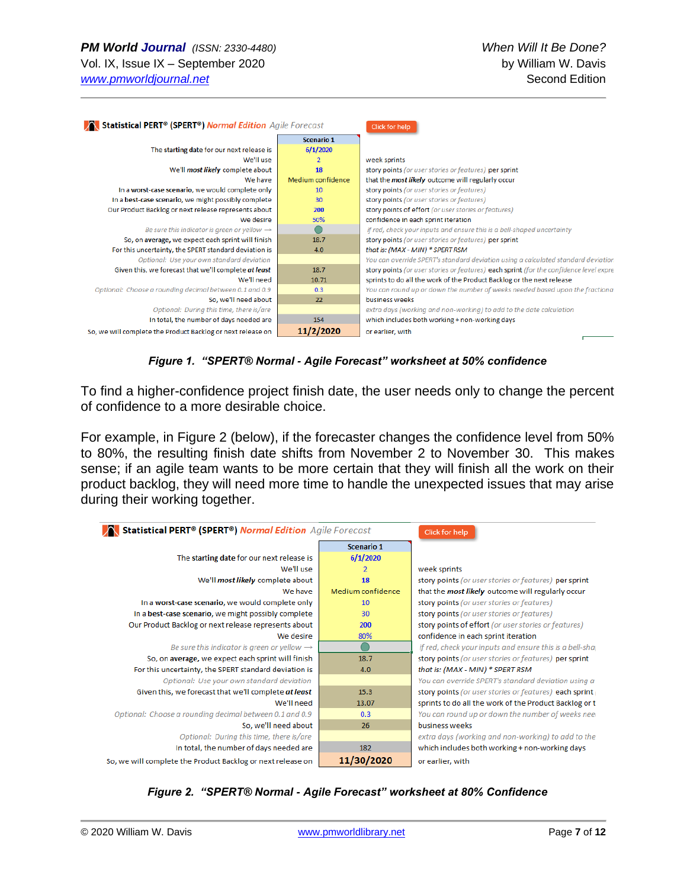**Statistical PERT® (SPERT®)** *Normal Edition* Agile Forecast — Click for help

| | Scenario 1 | |
|---|---|---|
| The starting date for our next release is | 6/1/2020 | |
| We'll use | 2 | week sprints |
| We'll *most likely* complete about | 18 | story points *(or user stories or features)* per sprint |
| We have | Medium confidence | that the *most likely* outcome will regularly occur |
| In a worst-case scenario, we would complete only | 10 | story points *(or user stories or features)* |
| In a best-case scenario, we might possibly complete | 30 | story points *(or user stories or features)* |
| Our Product Backlog or next release represents about | 200 | story points of effort *(or user stories or features)* |
| We desire | 50% | confidence in each sprint iteration |
| *Be sure this indicator is green or yellow →* | | *If red, check your inputs and ensure this is a bell-shaped uncertainty* |
| So, on average, we expect each sprint will finish | 18.7 | story points *(or user stories or features)* per sprint |
| For this uncertainty, the SPERT standard deviation is | 4.0 | *that is: (MAX - MIN) * SPERT RSM* |
| *Optional: Use your own standard deviation* | | *You can override SPERT's standard deviation using a calculated standard deviation* |
| Given this, we forecast that we'll complete *at least* | 18.7 | story points *(or user stories or features)* each sprint *(for the confidence level expre* |
| We'll need | 10.71 | sprints to do all the work of the Product Backlog or the next release |
| *Optional: Choose a rounding decimal between 0.1 and 0.9* | 0.3 | *You can round up or down the number of weeks needed based upon the fractiona* |
| So, we'll need about | 22 | business weeks |
| *Optional: During this time, there is/are* | | *extra days (working and non-working) to add to the date calculation* |
| In total, the number of days needed are | 154 | which includes both working + non-working days |
| So, we will complete the Product Backlog or next release on | **11/2/2020** | or earlier, with |

***Figure 1. "SPERT® Normal - Agile Forecast" worksheet at 50% confidence***

To find a higher-confidence project finish date, the user needs only to change the percent of confidence to a more desirable choice.

For example, in Figure 2 (below), if the forecaster changes the confidence level from 50% to 80%, the resulting finish date shifts from November 2 to November 30. This makes sense; if an agile team wants to be more certain that they will finish all the work on their product backlog, they will need more time to handle the unexpected issues that may arise during their working together.

**Statistical PERT® (SPERT®)** *Normal Edition* Agile Forecast — Click for help

| | Scenario 1 | |
|---|---|---|
| The starting date for our next release is | 6/1/2020 | |
| We'll use | 2 | week sprints |
| We'll *most likely* complete about | 18 | story points *(or user stories or features)* per sprint |
| We have | Medium confidence | that the *most likely* outcome will regularly occur |
| In a worst-case scenario, we would complete only | 10 | story points *(or user stories or features)* |
| In a best-case scenario, we might possibly complete | 30 | story points *(or user stories or features)* |
| Our Product Backlog or next release represents about | 200 | story points of effort *(or user stories or features)* |
| We desire | 80% | confidence in each sprint iteration |
| *Be sure this indicator is green or yellow →* | | *If red, check your inputs and ensure this is a bell-sha* |
| So, on average, we expect each sprint will finish | 18.7 | story points *(or user stories or features)* per sprint |
| For this uncertainty, the SPERT standard deviation is | 4.0 | *that is: (MAX - MIN) * SPERT RSM* |
| *Optional: Use your own standard deviation* | | *You can override SPERT's standard deviation using a* |
| Given this, we forecast that we'll complete *at least* | 15.3 | story points *(or user stories or features)* each sprint |
| We'll need | 13.07 | sprints to do all the work of the Product Backlog or t |
| *Optional: Choose a rounding decimal between 0.1 and 0.9* | 0.3 | *You can round up or down the number of weeks nee* |
| So, we'll need about | 26 | business weeks |
| *Optional: During this time, there is/are* | | *extra days (working and non-working) to add to the* |
| In total, the number of days needed are | 182 | which includes both working + non-working days |
| So, we will complete the Product Backlog or next release on | **11/30/2020** | or earlier, with |

***Figure 2. "SPERT® Normal - Agile Forecast" worksheet at 80% Confidence***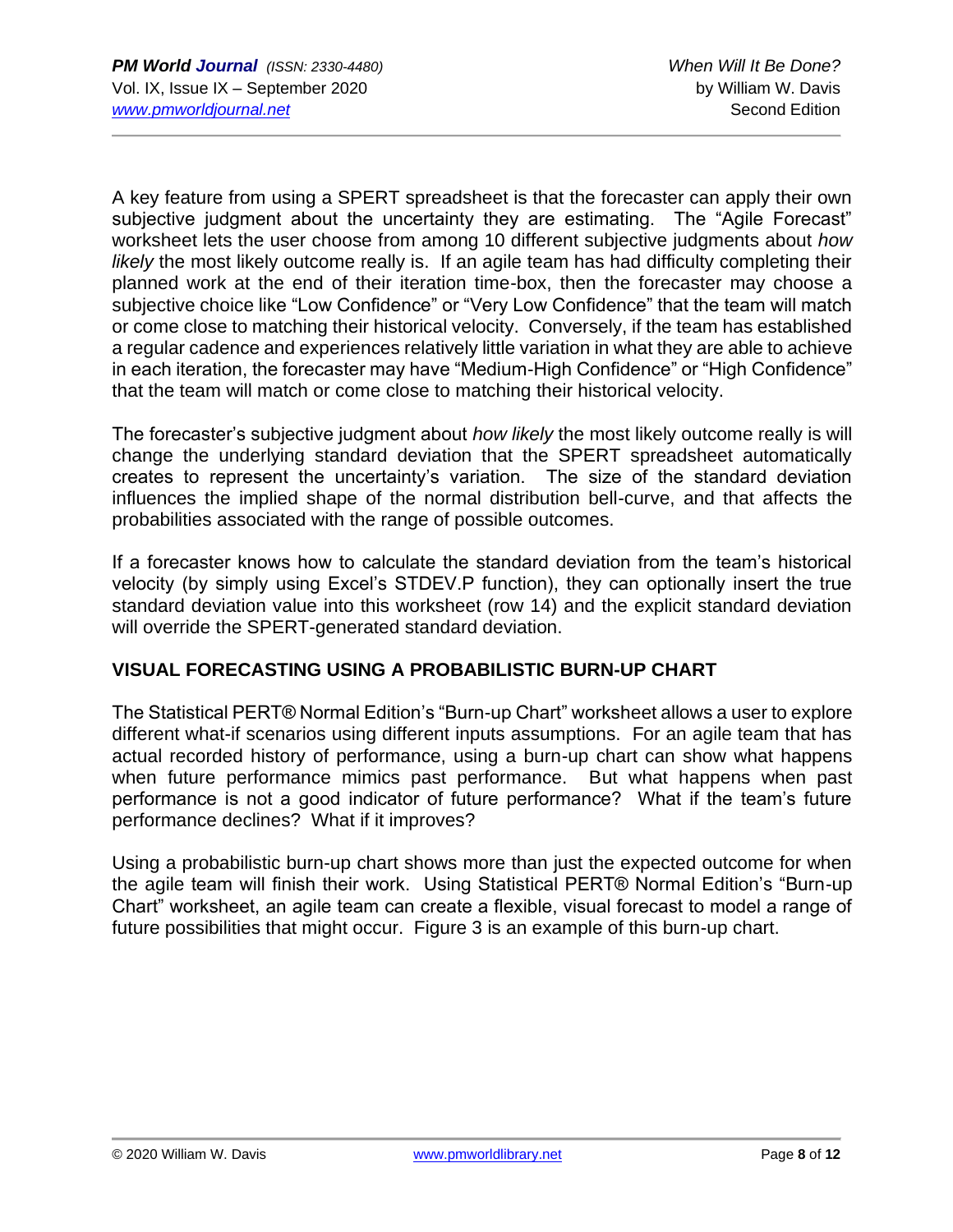A key feature from using a SPERT spreadsheet is that the forecaster can apply their own subjective judgment about the uncertainty they are estimating. The "Agile Forecast" worksheet lets the user choose from among 10 different subjective judgments about *how likely* the most likely outcome really is. If an agile team has had difficulty completing their planned work at the end of their iteration time-box, then the forecaster may choose a subjective choice like "Low Confidence" or "Very Low Confidence" that the team will match or come close to matching their historical velocity. Conversely, if the team has established a regular cadence and experiences relatively little variation in what they are able to achieve in each iteration, the forecaster may have "Medium-High Confidence" or "High Confidence" that the team will match or come close to matching their historical velocity.

The forecaster's subjective judgment about *how likely* the most likely outcome really is will change the underlying standard deviation that the SPERT spreadsheet automatically creates to represent the uncertainty's variation. The size of the standard deviation influences the implied shape of the normal distribution bell-curve, and that affects the probabilities associated with the range of possible outcomes.

If a forecaster knows how to calculate the standard deviation from the team's historical velocity (by simply using Excel's STDEV.P function), they can optionally insert the true standard deviation value into this worksheet (row 14) and the explicit standard deviation will override the SPERT-generated standard deviation.

## VISUAL FORECASTING USING A PROBABILISTIC BURN-UP CHART

The Statistical PERT® Normal Edition's "Burn-up Chart" worksheet allows a user to explore different what-if scenarios using different inputs assumptions. For an agile team that has actual recorded history of performance, using a burn-up chart can show what happens when future performance mimics past performance. But what happens when past performance is not a good indicator of future performance? What if the team's future performance declines? What if it improves?

Using a probabilistic burn-up chart shows more than just the expected outcome for when the agile team will finish their work. Using Statistical PERT® Normal Edition's "Burn-up Chart" worksheet, an agile team can create a flexible, visual forecast to model a range of future possibilities that might occur. Figure 3 is an example of this burn-up chart.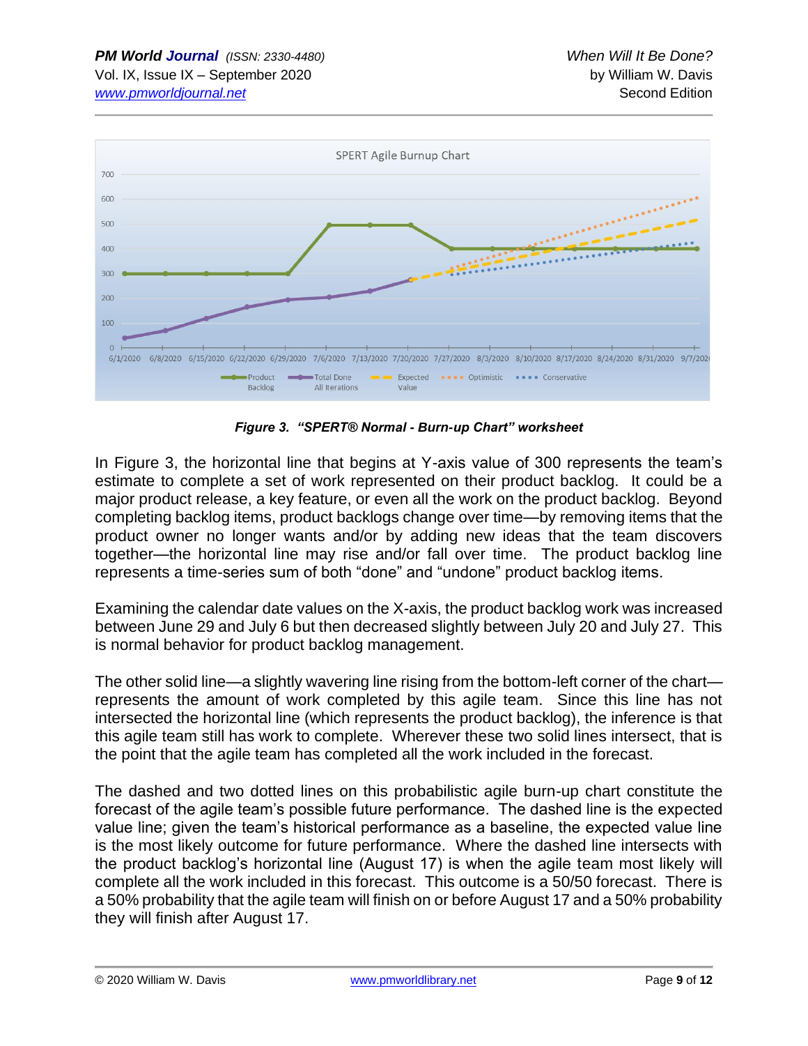**Figure 3. "SPERT® Normal - Burn-up Chart" worksheet**

In Figure 3, the horizontal line that begins at Y-axis value of 300 represents the team's estimate to complete a set of work represented on their product backlog. It could be a major product release, a key feature, or even all the work on the product backlog. Beyond completing backlog items, product backlogs change over time—by removing items that the product owner no longer wants and/or by adding new ideas that the team discovers together—the horizontal line may rise and/or fall over time. The product backlog line represents a time-series sum of both "done" and "undone" product backlog items.

Examining the calendar date values on the X-axis, the product backlog work was increased between June 29 and July 6 but then decreased slightly between July 20 and July 27. This is normal behavior for product backlog management.

The other solid line—a slightly wavering line rising from the bottom-left corner of the chart—represents the amount of work completed by this agile team. Since this line has not intersected the horizontal line (which represents the product backlog), the inference is that this agile team still has work to complete. Wherever these two solid lines intersect, that is the point that the agile team has completed all the work included in the forecast.

The dashed and two dotted lines on this probabilistic agile burn-up chart constitute the forecast of the agile team's possible future performance. The dashed line is the expected value line; given the team's historical performance as a baseline, the expected value line is the most likely outcome for future performance. Where the dashed line intersects with the product backlog's horizontal line (August 17) is when the agile team most likely will complete all the work included in this forecast. This outcome is a 50/50 forecast. There is a 50% probability that the agile team will finish on or before August 17 and a 50% probability they will finish after August 17.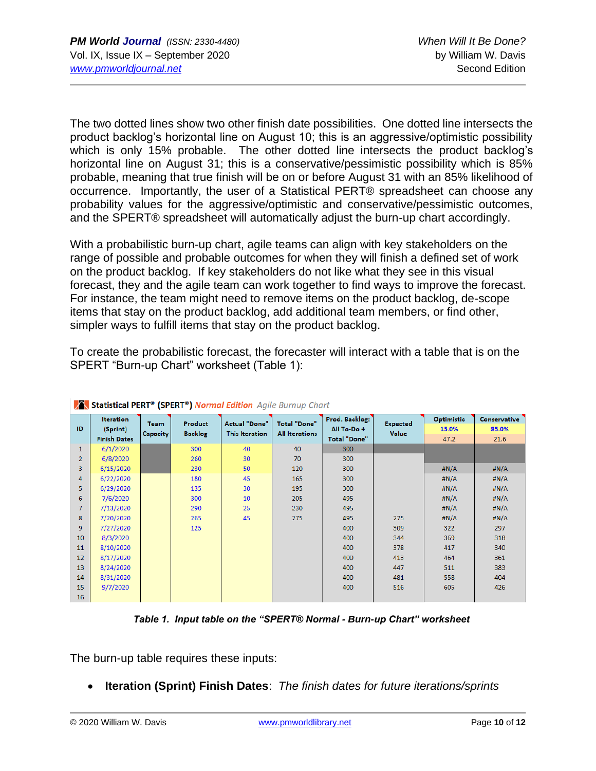The two dotted lines show two other finish date possibilities. One dotted line intersects the product backlog's horizontal line on August 10; this is an aggressive/optimistic possibility which is only 15% probable. The other dotted line intersects the product backlog's horizontal line on August 31; this is a conservative/pessimistic possibility which is 85% probable, meaning that true finish will be on or before August 31 with an 85% likelihood of occurrence. Importantly, the user of a Statistical PERT® spreadsheet can choose any probability values for the aggressive/optimistic and conservative/pessimistic outcomes, and the SPERT® spreadsheet will automatically adjust the burn-up chart accordingly.

With a probabilistic burn-up chart, agile teams can align with key stakeholders on the range of possible and probable outcomes for when they will finish a defined set of work on the product backlog. If key stakeholders do not like what they see in this visual forecast, they and the agile team can work together to find ways to improve the forecast. For instance, the team might need to remove items on the product backlog, de-scope items that stay on the product backlog, add additional team members, or find other, simpler ways to fulfill items that stay on the product backlog.

To create the probabilistic forecast, the forecaster will interact with a table that is on the SPERT "Burn-up Chart" worksheet (Table 1):

**Statistical PERT® (SPERT®)** *Normal Edition* *Agile Burnup Chart*

| ID | Iteration (Sprint) Finish Dates | Team Capacity | Product Backlog | Actual "Done" This Iteration | Total "Done" All Iterations | Prod. Backlog: All To-Do + Total "Done" | Expected Value | Optimistic 15.0% 47.2 | Conservative 85.0% 21.6 |
|---|---|---|---|---|---|---|---|---|---|
| 1 | 6/1/2020 | | 300 | 40 | 40 | 300 | | | |
| 2 | 6/8/2020 | | 260 | 30 | 70 | 300 | | | |
| 3 | 6/15/2020 | | 230 | 50 | 120 | 300 | | #N/A | #N/A |
| 4 | 6/22/2020 | | 180 | 45 | 165 | 300 | | #N/A | #N/A |
| 5 | 6/29/2020 | | 135 | 30 | 195 | 300 | | #N/A | #N/A |
| 6 | 7/6/2020 | | 300 | 10 | 205 | 495 | | #N/A | #N/A |
| 7 | 7/13/2020 | | 290 | 25 | 230 | 495 | | #N/A | #N/A |
| 8 | 7/20/2020 | | 265 | 45 | 275 | 495 | 275 | #N/A | #N/A |
| 9 | 7/27/2020 | | 125 | | | 400 | 309 | 322 | 297 |
| 10 | 8/3/2020 | | | | | 400 | 344 | 369 | 318 |
| 11 | 8/10/2020 | | | | | 400 | 378 | 417 | 340 |
| 12 | 8/17/2020 | | | | | 400 | 413 | 464 | 361 |
| 13 | 8/24/2020 | | | | | 400 | 447 | 511 | 383 |
| 14 | 8/31/2020 | | | | | 400 | 481 | 558 | 404 |
| 15 | 9/7/2020 | | | | | 400 | 516 | 605 | 426 |
| 16 | | | | | | | | | |

***Table 1. Input table on the "SPERT® Normal - Burn-up Chart" worksheet***

The burn-up table requires these inputs:

- **Iteration (Sprint) Finish Dates**: *The finish dates for future iterations/sprints*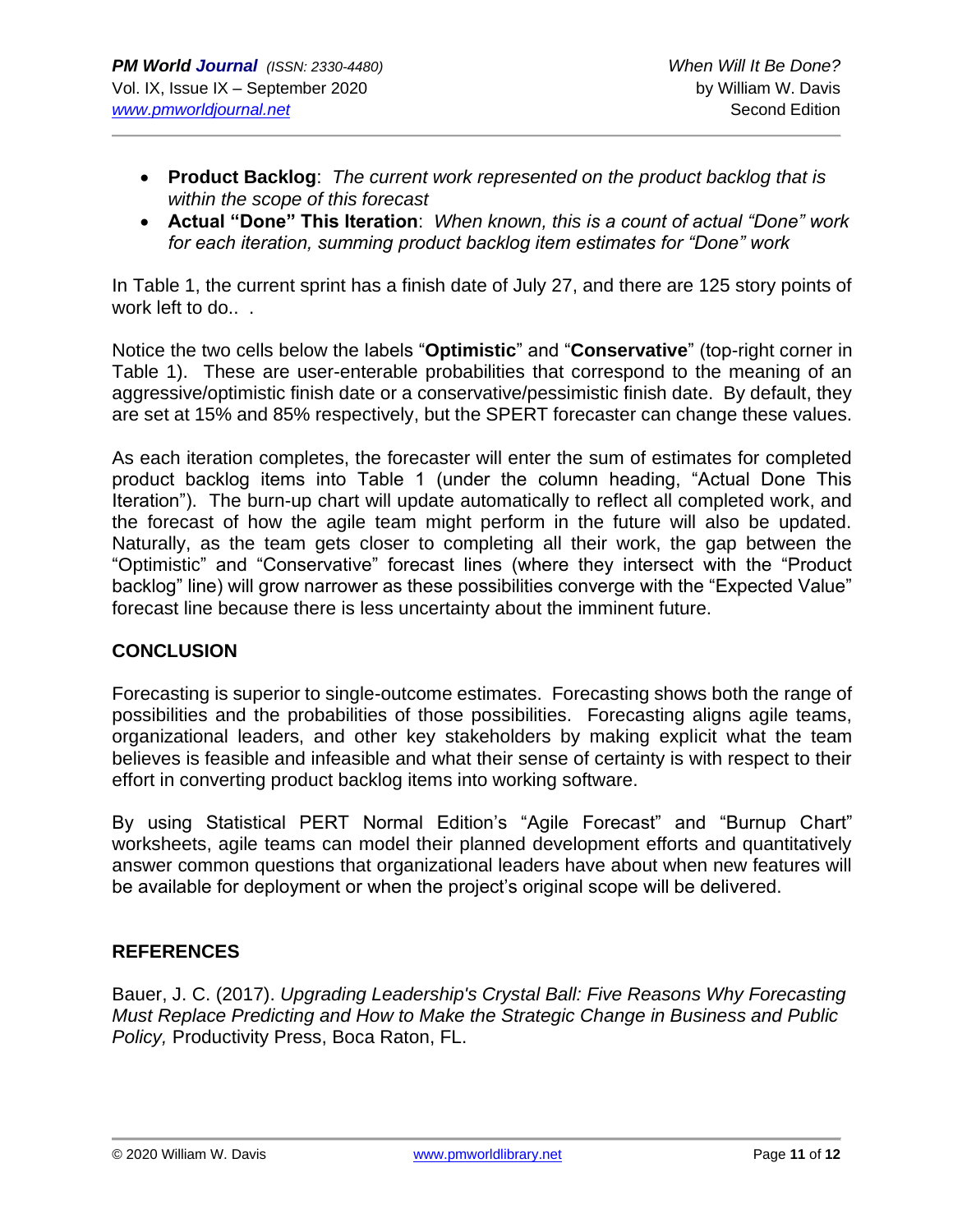- **Product Backlog**: *The current work represented on the product backlog that is within the scope of this forecast*
- **Actual "Done" This Iteration**: *When known, this is a count of actual "Done" work for each iteration, summing product backlog item estimates for "Done" work*

In Table 1, the current sprint has a finish date of July 27, and there are 125 story points of work left to do.. .

Notice the two cells below the labels "**Optimistic**" and "**Conservative**" (top-right corner in Table 1). These are user-enterable probabilities that correspond to the meaning of an aggressive/optimistic finish date or a conservative/pessimistic finish date. By default, they are set at 15% and 85% respectively, but the SPERT forecaster can change these values.

As each iteration completes, the forecaster will enter the sum of estimates for completed product backlog items into Table 1 (under the column heading, "Actual Done This Iteration"). The burn-up chart will update automatically to reflect all completed work, and the forecast of how the agile team might perform in the future will also be updated. Naturally, as the team gets closer to completing all their work, the gap between the "Optimistic" and "Conservative" forecast lines (where they intersect with the "Product backlog" line) will grow narrower as these possibilities converge with the "Expected Value" forecast line because there is less uncertainty about the imminent future.

## CONCLUSION

Forecasting is superior to single-outcome estimates. Forecasting shows both the range of possibilities and the probabilities of those possibilities. Forecasting aligns agile teams, organizational leaders, and other key stakeholders by making explicit what the team believes is feasible and infeasible and what their sense of certainty is with respect to their effort in converting product backlog items into working software.

By using Statistical PERT Normal Edition's "Agile Forecast" and "Burnup Chart" worksheets, agile teams can model their planned development efforts and quantitatively answer common questions that organizational leaders have about when new features will be available for deployment or when the project's original scope will be delivered.

## REFERENCES

Bauer, J. C. (2017). *Upgrading Leadership's Crystal Ball: Five Reasons Why Forecasting Must Replace Predicting and How to Make the Strategic Change in Business and Public Policy,* Productivity Press, Boca Raton, FL.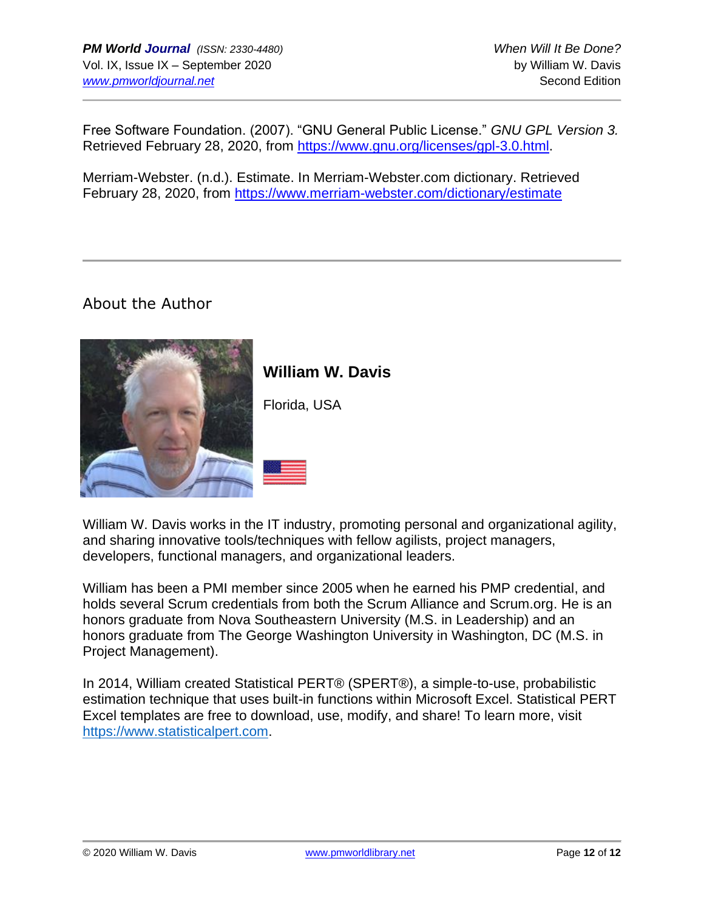Free Software Foundation. (2007). "GNU General Public License." *GNU GPL Version 3.* Retrieved February 28, 2020, from https://www.gnu.org/licenses/gpl-3.0.html.

Merriam-Webster. (n.d.). Estimate. In Merriam-Webster.com dictionary. Retrieved February 28, 2020, from https://www.merriam-webster.com/dictionary/estimate

---

## About the Author

**William W. Davis**

Florida, USA

William W. Davis works in the IT industry, promoting personal and organizational agility, and sharing innovative tools/techniques with fellow agilists, project managers, developers, functional managers, and organizational leaders.

William has been a PMI member since 2005 when he earned his PMP credential, and holds several Scrum credentials from both the Scrum Alliance and Scrum.org. He is an honors graduate from Nova Southeastern University (M.S. in Leadership) and an honors graduate from The George Washington University in Washington, DC (M.S. in Project Management).

In 2014, William created Statistical PERT® (SPERT®), a simple-to-use, probabilistic estimation technique that uses built-in functions within Microsoft Excel. Statistical PERT Excel templates are free to download, use, modify, and share! To learn more, visit https://www.statisticalpert.com.